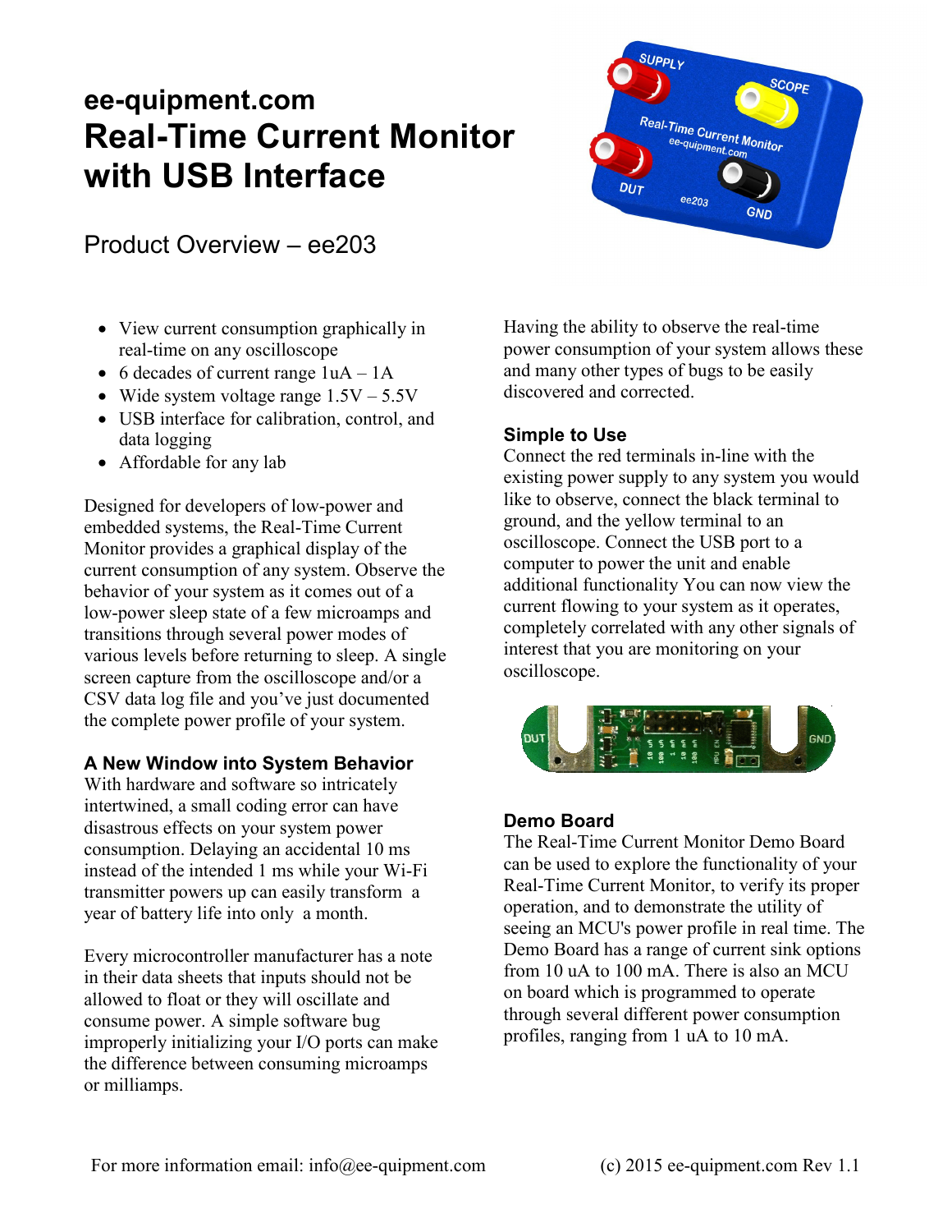# ee-quipment.com
# Real-Time Current Monitor with USB Interface

## Product Overview – ee203

- View current consumption graphically in real-time on any oscilloscope
- 6 decades of current range 1uA – 1A
- Wide system voltage range 1.5V – 5.5V
- USB interface for calibration, control, and data logging
- Affordable for any lab

Designed for developers of low-power and embedded systems, the Real-Time Current Monitor provides a graphical display of the current consumption of any system. Observe the behavior of your system as it comes out of a low-power sleep state of a few microamps and transitions through several power modes of various levels before returning to sleep. A single screen capture from the oscilloscope and/or a CSV data log file and you've just documented the complete power profile of your system.

### A New Window into System Behavior

With hardware and software so intricately intertwined, a small coding error can have disastrous effects on your system power consumption. Delaying an accidental 10 ms instead of the intended 1 ms while your Wi-Fi transmitter powers up can easily transform a year of battery life into only a month.

Every microcontroller manufacturer has a note in their data sheets that inputs should not be allowed to float or they will oscillate and consume power. A simple software bug improperly initializing your I/O ports can make the difference between consuming microamps or milliamps.

Having the ability to observe the real-time power consumption of your system allows these and many other types of bugs to be easily discovered and corrected.

### Simple to Use

Connect the red terminals in-line with the existing power supply to any system you would like to observe, connect the black terminal to ground, and the yellow terminal to an oscilloscope. Connect the USB port to a computer to power the unit and enable additional functionality You can now view the current flowing to your system as it operates, completely correlated with any other signals of interest that you are monitoring on your oscilloscope.

### Demo Board

The Real-Time Current Monitor Demo Board can be used to explore the functionality of your Real-Time Current Monitor, to verify its proper operation, and to demonstrate the utility of seeing an MCU's power profile in real time. The Demo Board has a range of current sink options from 10 uA to 100 mA. There is also an MCU on board which is programmed to operate through several different power consumption profiles, ranging from 1 uA to 10 mA.

For more information email: info@ee-quipment.com

(c) 2015 ee-quipment.com Rev 1.1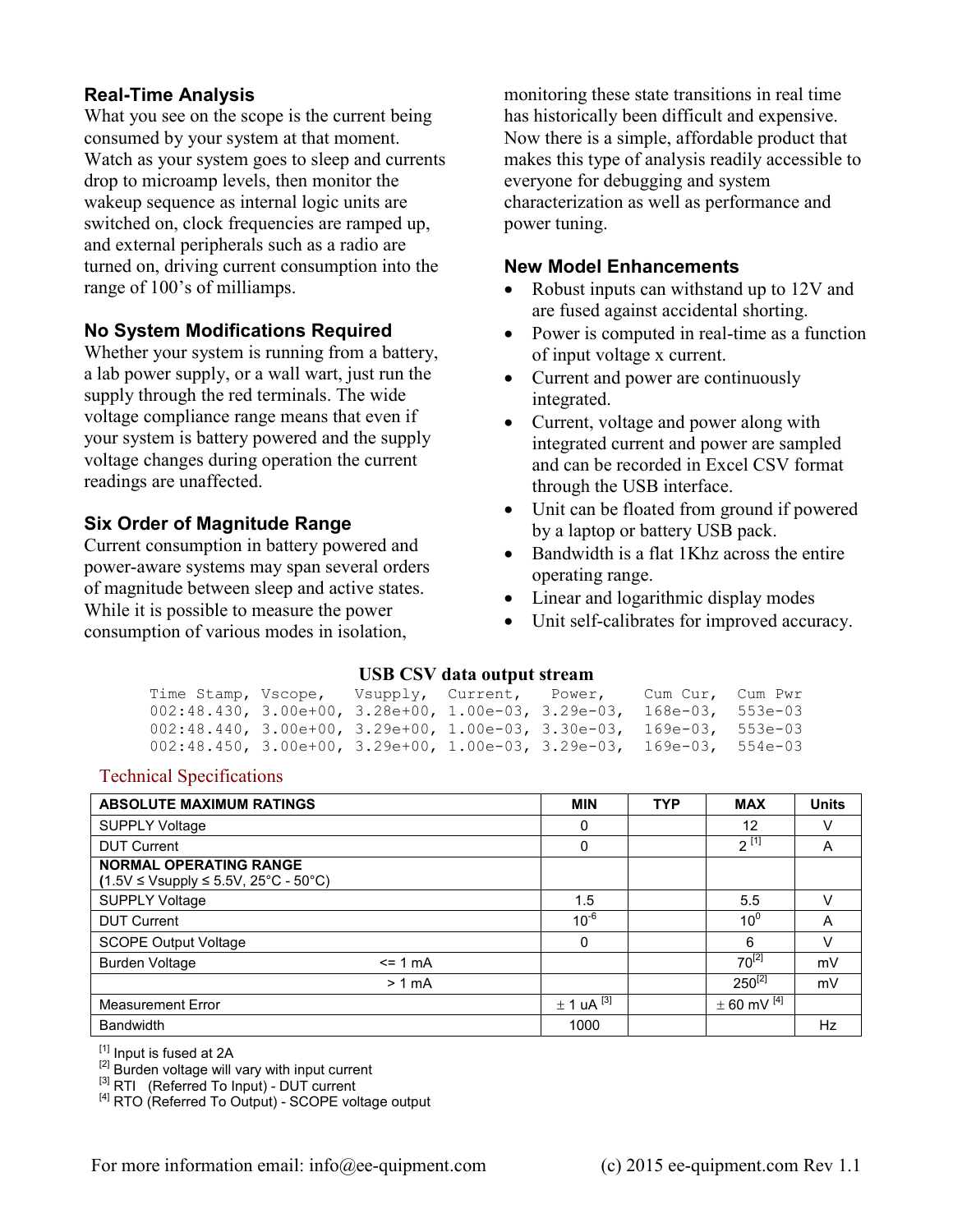### Real-Time Analysis

What you see on the scope is the current being consumed by your system at that moment. Watch as your system goes to sleep and currents drop to microamp levels, then monitor the wakeup sequence as internal logic units are switched on, clock frequencies are ramped up, and external peripherals such as a radio are turned on, driving current consumption into the range of 100's of milliamps.

### No System Modifications Required

Whether your system is running from a battery, a lab power supply, or a wall wart, just run the supply through the red terminals. The wide voltage compliance range means that even if your system is battery powered and the supply voltage changes during operation the current readings are unaffected.

### Six Order of Magnitude Range

Current consumption in battery powered and power-aware systems may span several orders of magnitude between sleep and active states. While it is possible to measure the power consumption of various modes in isolation, monitoring these state transitions in real time has historically been difficult and expensive. Now there is a simple, affordable product that makes this type of analysis readily accessible to everyone for debugging and system characterization as well as performance and power tuning.

### New Model Enhancements

- Robust inputs can withstand up to 12V and are fused against accidental shorting.
- Power is computed in real-time as a function of input voltage x current.
- Current and power are continuously integrated.
- Current, voltage and power along with integrated current and power are sampled and can be recorded in Excel CSV format through the USB interface.
- Unit can be floated from ground if powered by a laptop or battery USB pack.
- Bandwidth is a flat 1Khz across the entire operating range.
- Linear and logarithmic display modes
- Unit self-calibrates for improved accuracy.

**USB CSV data output stream**

```
Time Stamp, Vscope,   Vsupply,  Current,   Power,     Cum Cur,  Cum Pwr
002:48.430, 3.00e+00, 3.28e+00, 1.00e-03, 3.29e-03,  168e-03,  553e-03
002:48.440, 3.00e+00, 3.29e+00, 1.00e-03, 3.30e-03,  169e-03,  553e-03
002:48.450, 3.00e+00, 3.29e+00, 1.00e-03, 3.29e-03,  169e-03,  554e-03
```

### Technical Specifications

| ABSOLUTE MAXIMUM RATINGS | | MIN | TYP | MAX | Units |
|---|---|---|---|---|---|
| SUPPLY Voltage | | 0 | | 12 | V |
| DUT Current | | 0 | | 2 [1] | A |
| **NORMAL OPERATING RANGE** (1.5V ≤ Vsupply ≤ 5.5V, 25°C - 50°C) | | | | | |
| SUPPLY Voltage | | 1.5 | | 5.5 | V |
| DUT Current | | $10^{-6}$ | | $10^{0}$ | A |
| SCOPE Output Voltage | | 0 | | 6 | V |
| Burden Voltage | <= 1 mA | | | 70[2] | mV |
| | > 1 mA | | | 250[2] | mV |
| Measurement Error | | ± 1 uA [3] | | ± 60 mV [4] | |
| Bandwidth | | 1000 | | | Hz |

[1] Input is fused at 2A
[2] Burden voltage will vary with input current
[3] RTI (Referred To Input) - DUT current
[4] RTO (Referred To Output) - SCOPE voltage output

For more information email: info@ee-quipment.com (c) 2015 ee-quipment.com Rev 1.1